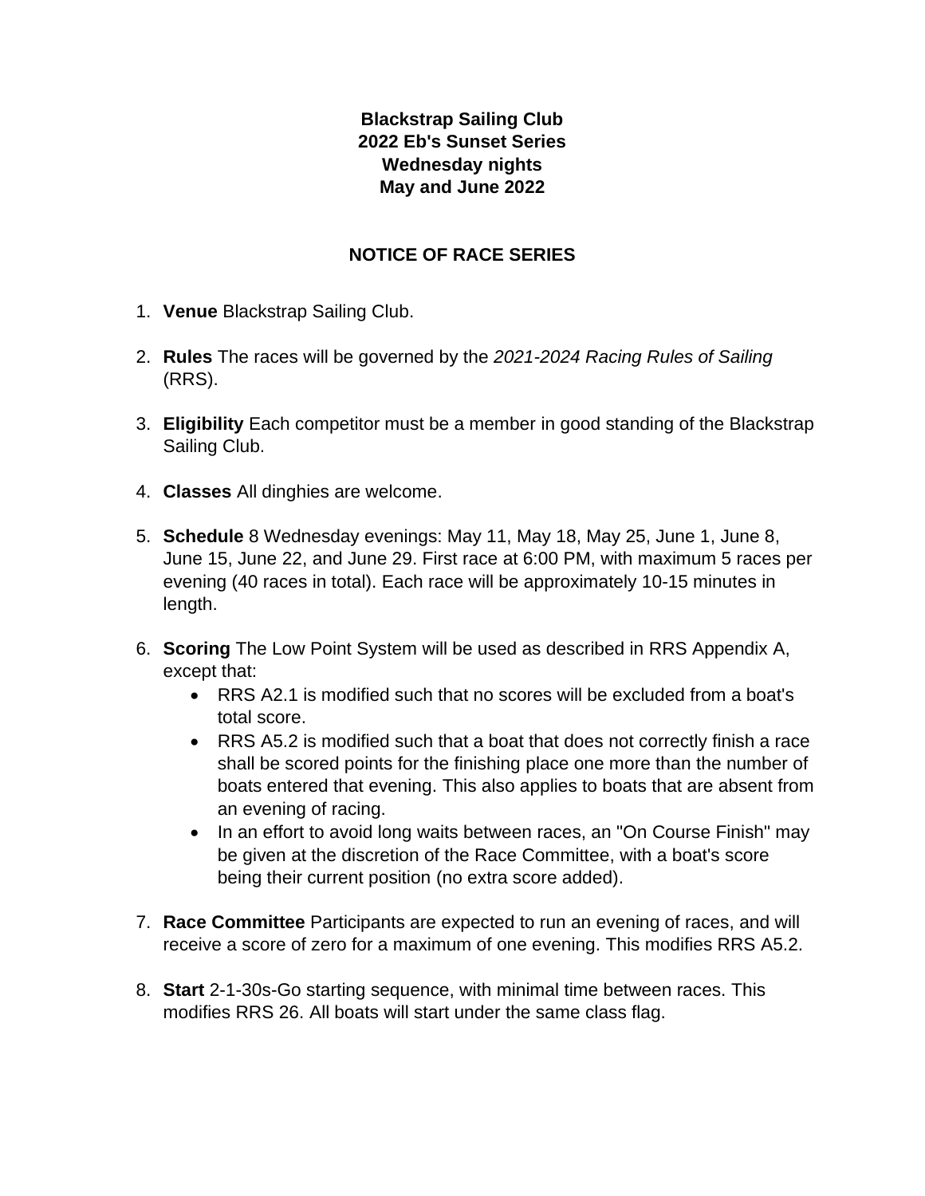**Blackstrap Sailing Club**
**2022 Eb's Sunset Series**
**Wednesday nights**
**May and June 2022**

## NOTICE OF RACE SERIES

1. **Venue** Blackstrap Sailing Club.

2. **Rules** The races will be governed by the *2021-2024 Racing Rules of Sailing* (RRS).

3. **Eligibility** Each competitor must be a member in good standing of the Blackstrap Sailing Club.

4. **Classes** All dinghies are welcome.

5. **Schedule** 8 Wednesday evenings: May 11, May 18, May 25, June 1, June 8, June 15, June 22, and June 29. First race at 6:00 PM, with maximum 5 races per evening (40 races in total). Each race will be approximately 10-15 minutes in length.

6. **Scoring** The Low Point System will be used as described in RRS Appendix A, except that:
   - RRS A2.1 is modified such that no scores will be excluded from a boat's total score.
   - RRS A5.2 is modified such that a boat that does not correctly finish a race shall be scored points for the finishing place one more than the number of boats entered that evening. This also applies to boats that are absent from an evening of racing.
   - In an effort to avoid long waits between races, an "On Course Finish" may be given at the discretion of the Race Committee, with a boat's score being their current position (no extra score added).

7. **Race Committee** Participants are expected to run an evening of races, and will receive a score of zero for a maximum of one evening. This modifies RRS A5.2.

8. **Start** 2-1-30s-Go starting sequence, with minimal time between races. This modifies RRS 26. All boats will start under the same class flag.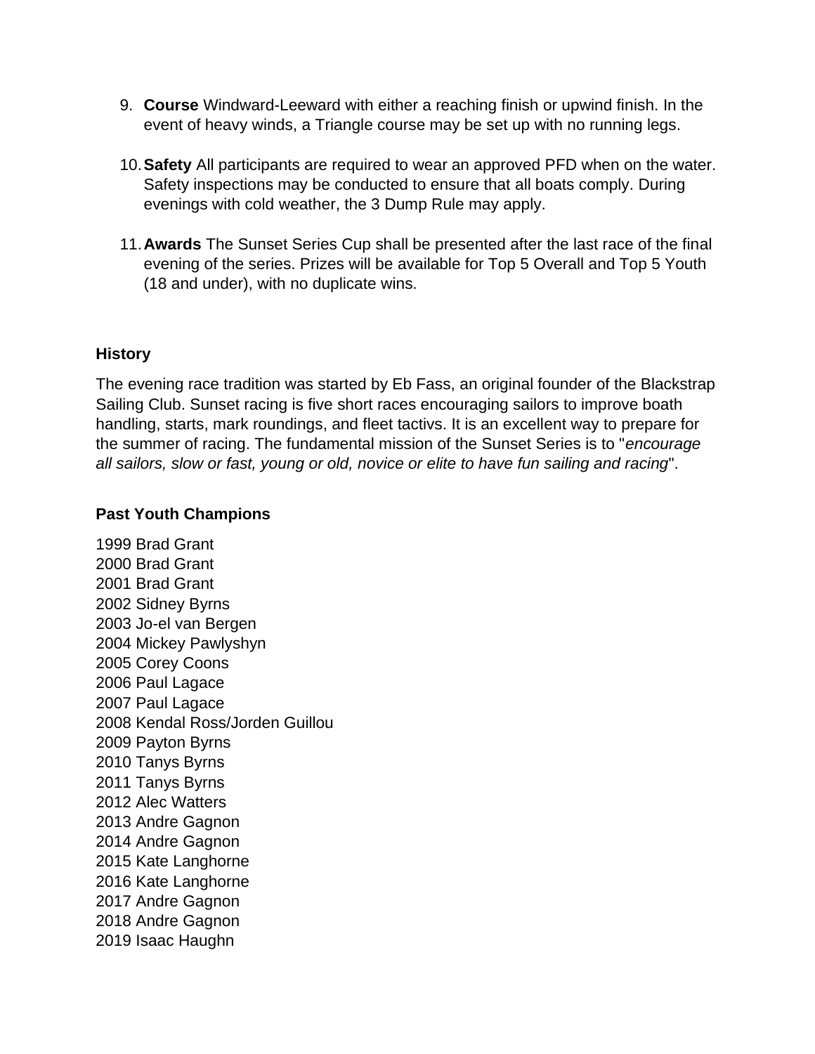9. **Course** Windward-Leeward with either a reaching finish or upwind finish. In the event of heavy winds, a Triangle course may be set up with no running legs.

10. **Safety** All participants are required to wear an approved PFD when on the water. Safety inspections may be conducted to ensure that all boats comply. During evenings with cold weather, the 3 Dump Rule may apply.

11. **Awards** The Sunset Series Cup shall be presented after the last race of the final evening of the series. Prizes will be available for Top 5 Overall and Top 5 Youth (18 and under), with no duplicate wins.

## History

The evening race tradition was started by Eb Fass, an original founder of the Blackstrap Sailing Club. Sunset racing is five short races encouraging sailors to improve boath handling, starts, mark roundings, and fleet tactivs. It is an excellent way to prepare for the summer of racing. The fundamental mission of the Sunset Series is to "*encourage all sailors, slow or fast, young or old, novice or elite to have fun sailing and racing*".

## Past Youth Champions

1999 Brad Grant
2000 Brad Grant
2001 Brad Grant
2002 Sidney Byrns
2003 Jo-el van Bergen
2004 Mickey Pawlyshyn
2005 Corey Coons
2006 Paul Lagace
2007 Paul Lagace
2008 Kendal Ross/Jorden Guillou
2009 Payton Byrns
2010 Tanys Byrns
2011 Tanys Byrns
2012 Alec Watters
2013 Andre Gagnon
2014 Andre Gagnon
2015 Kate Langhorne
2016 Kate Langhorne
2017 Andre Gagnon
2018 Andre Gagnon
2019 Isaac Haughn